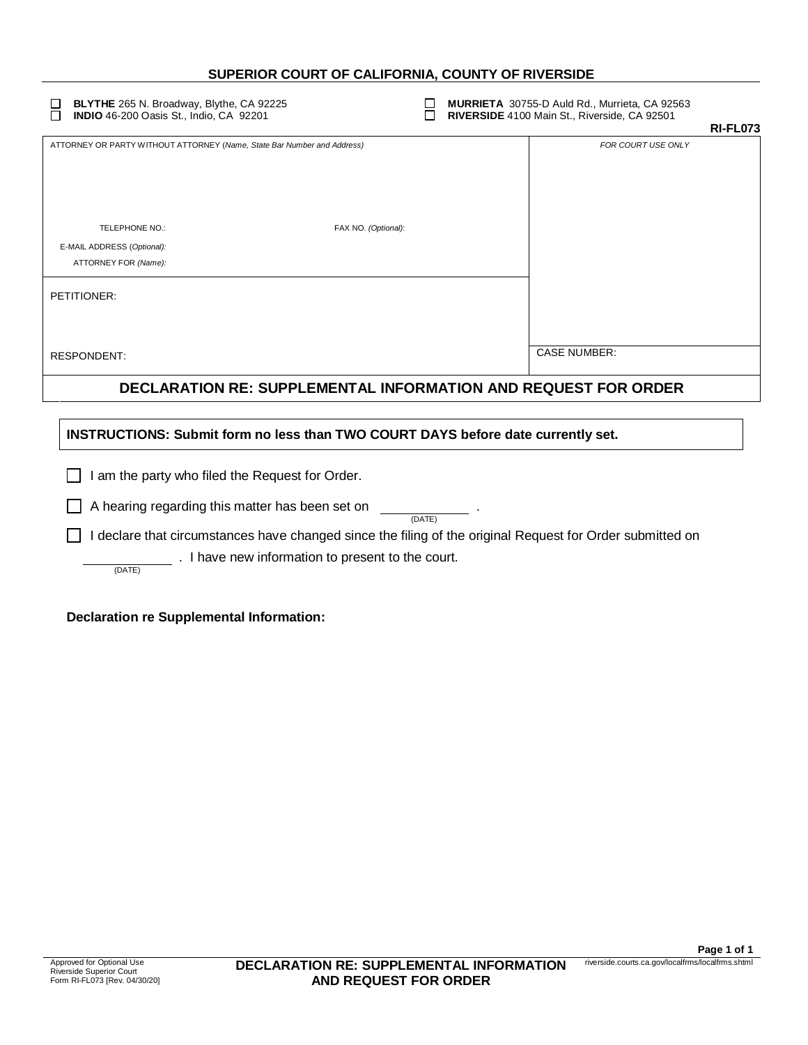## SUPERIOR COURT OF CALIFORNIA, COUNTY OF RIVERSIDE

☐ **BLYTHE** 265 N. Broadway, Blythe, CA 92225
☐ **INDIO** 46-200 Oasis St., Indio, CA 92201
☐ **MURRIETA** 30755-D Auld Rd., Murrieta, CA 92563
☐ **RIVERSIDE** 4100 Main St., Riverside, CA 92501

**RI-FL073**

| ATTORNEY OR PARTY WITHOUT ATTORNEY (*Name, State Bar Number and Address*) | *FOR COURT USE ONLY* |
|---|---|
| TELEPHONE NO.: FAX NO. (*Optional*): | |
| E-MAIL ADDRESS (*Optional*): | |
| ATTORNEY FOR (*Name*): | |
| PETITIONER: | |
| RESPONDENT: | CASE NUMBER: |

## DECLARATION RE: SUPPLEMENTAL INFORMATION AND REQUEST FOR ORDER

**INSTRUCTIONS: Submit form no less than TWO COURT DAYS before date currently set.**

☐ I am the party who filed the Request for Order.

☐ A hearing regarding this matter has been set on __________ (DATE) .

☐ I declare that circumstances have changed since the filing of the original Request for Order submitted on __________ (DATE) . I have new information to present to the court.

**Declaration re Supplemental Information:**

Approved for Optional Use
Riverside Superior Court
Form RI-FL073 [Rev. 04/30/20]

**DECLARATION RE: SUPPLEMENTAL INFORMATION AND REQUEST FOR ORDER**

riverside.courts.ca.gov/localfrms/localfrms.shtml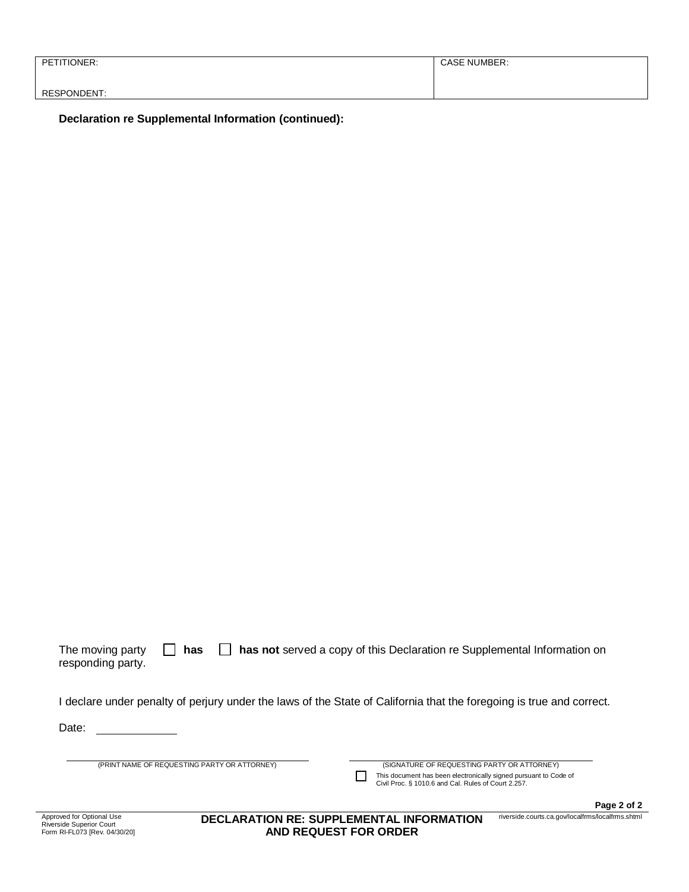| PETITIONER:<br><br>RESPONDENT: | CASE NUMBER: |
|---|---|

**Declaration re Supplemental Information (continued):**

The moving party ☐ **has** ☐ **has not** served a copy of this Declaration re Supplemental Information on responding party.

I declare under penalty of perjury under the laws of the State of California that the foregoing is true and correct.

Date: ______________

(PRINT NAME OF REQUESTING PARTY OR ATTORNEY)

(SIGNATURE OF REQUESTING PARTY OR ATTORNEY)

☐ This document has been electronically signed pursuant to Code of Civil Proc. § 1010.6 and Cal. Rules of Court 2.257.

Approved for Optional Use
Riverside Superior Court
Form RI-FL073 [Rev. 04/30/20]

**DECLARATION RE: SUPPLEMENTAL INFORMATION AND REQUEST FOR ORDER**

riverside.courts.ca.gov/localfrms/localfrms.shtml